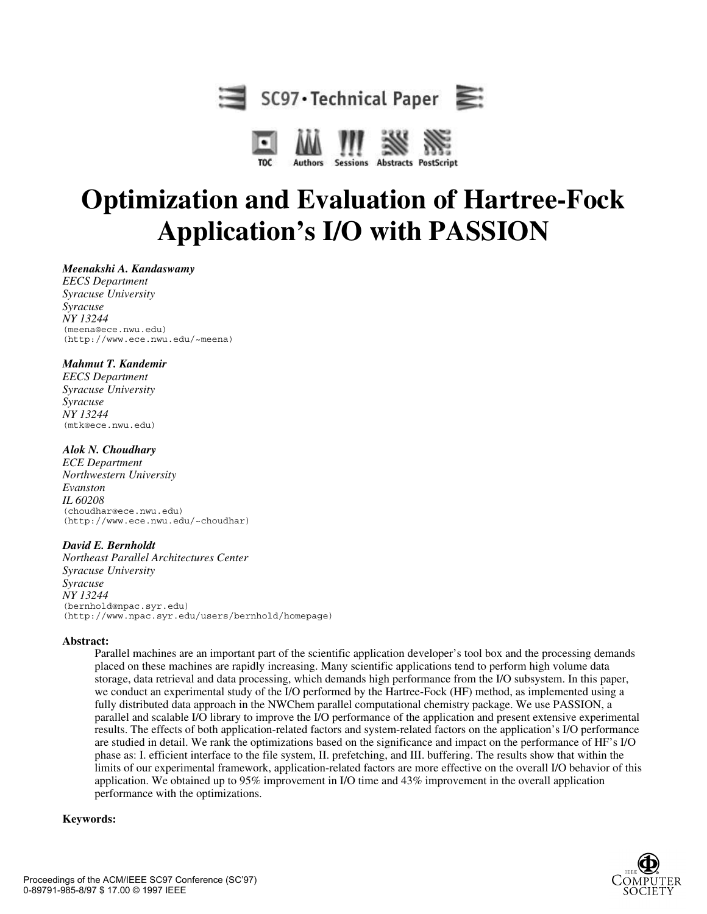SC97 • Technical Paper

TOC Authors Sessions Abstracts PostScript

# Optimization and Evaluation of Hartree-Fock Application's I/O with PASSION

***Meenakshi A. Kandaswamy***
*EECS Department*
*Syracuse University*
*Syracuse*
*NY 13244*
(meena@ece.nwu.edu)
(http://www.ece.nwu.edu/~meena)

***Mahmut T. Kandemir***
*EECS Department*
*Syracuse University*
*Syracuse*
*NY 13244*
(mtk@ece.nwu.edu)

***Alok N. Choudhary***
*ECE Department*
*Northwestern University*
*Evanston*
*IL 60208*
(choudhar@ece.nwu.edu)
(http://www.ece.nwu.edu/~choudhar)

***David E. Bernholdt***
*Northeast Parallel Architectures Center*
*Syracuse University*
*Syracuse*
*NY 13244*
(bernhold@npac.syr.edu)
(http://www.npac.syr.edu/users/bernhold/homepage)

**Abstract:**

Parallel machines are an important part of the scientific application developer's tool box and the processing demands placed on these machines are rapidly increasing. Many scientific applications tend to perform high volume data storage, data retrieval and data processing, which demands high performance from the I/O subsystem. In this paper, we conduct an experimental study of the I/O performed by the Hartree-Fock (HF) method, as implemented using a fully distributed data approach in the NWChem parallel computational chemistry package. We use PASSION, a parallel and scalable I/O library to improve the I/O performance of the application and present extensive experimental results. The effects of both application-related factors and system-related factors on the application's I/O performance are studied in detail. We rank the optimizations based on the significance and impact on the performance of HF's I/O phase as: I. efficient interface to the file system, II. prefetching, and III. buffering. The results show that within the limits of our experimental framework, application-related factors are more effective on the overall I/O behavior of this application. We obtained up to 95% improvement in I/O time and 43% improvement in the overall application performance with the optimizations.

**Keywords:**

Proceedings of the ACM/IEEE SC97 Conference (SC'97)
0-89791-985-8/97 $ 17.00 © 1997 IEEE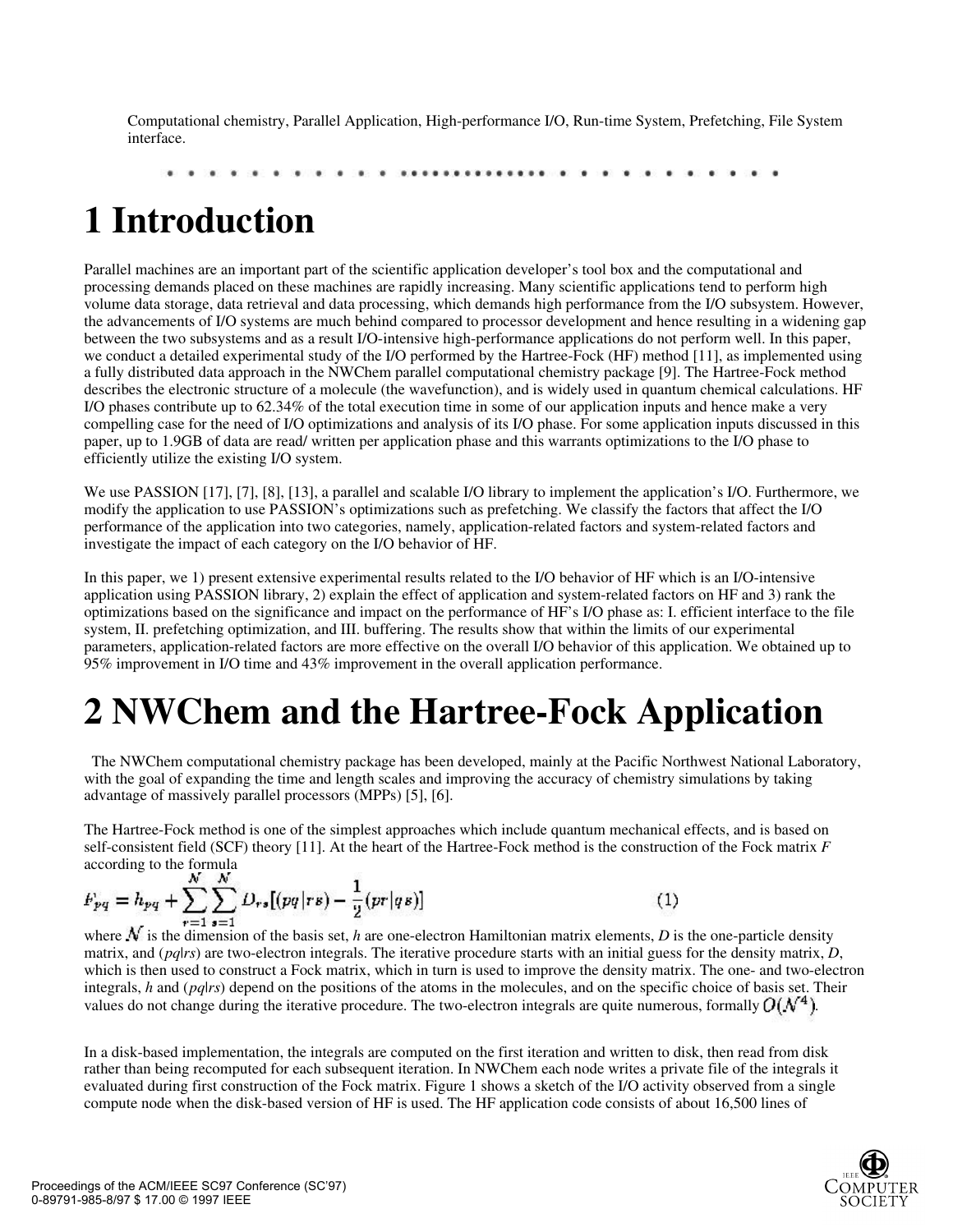Computational chemistry, Parallel Application, High-performance I/O, Run-time System, Prefetching, File System interface.

# 1 Introduction

Parallel machines are an important part of the scientific application developer's tool box and the computational and processing demands placed on these machines are rapidly increasing. Many scientific applications tend to perform high volume data storage, data retrieval and data processing, which demands high performance from the I/O subsystem. However, the advancements of I/O systems are much behind compared to processor development and hence resulting in a widening gap between the two subsystems and as a result I/O-intensive high-performance applications do not perform well. In this paper, we conduct a detailed experimental study of the I/O performed by the Hartree-Fock (HF) method [11], as implemented using a fully distributed data approach in the NWChem parallel computational chemistry package [9]. The Hartree-Fock method describes the electronic structure of a molecule (the wavefunction), and is widely used in quantum chemical calculations. HF I/O phases contribute up to 62.34% of the total execution time in some of our application inputs and hence make a very compelling case for the need of I/O optimizations and analysis of its I/O phase. For some application inputs discussed in this paper, up to 1.9GB of data are read/ written per application phase and this warrants optimizations to the I/O phase to efficiently utilize the existing I/O system.

We use PASSION [17], [7], [8], [13], a parallel and scalable I/O library to implement the application's I/O. Furthermore, we modify the application to use PASSION's optimizations such as prefetching. We classify the factors that affect the I/O performance of the application into two categories, namely, application-related factors and system-related factors and investigate the impact of each category on the I/O behavior of HF.

In this paper, we 1) present extensive experimental results related to the I/O behavior of HF which is an I/O-intensive application using PASSION library, 2) explain the effect of application and system-related factors on HF and 3) rank the optimizations based on the significance and impact on the performance of HF's I/O phase as: I. efficient interface to the file system, II. prefetching optimization, and III. buffering. The results show that within the limits of our experimental parameters, application-related factors are more effective on the overall I/O behavior of this application. We obtained up to 95% improvement in I/O time and 43% improvement in the overall application performance.

# 2 NWChem and the Hartree-Fock Application

The NWChem computational chemistry package has been developed, mainly at the Pacific Northwest National Laboratory, with the goal of expanding the time and length scales and improving the accuracy of chemistry simulations by taking advantage of massively parallel processors (MPPs) [5], [6].

The Hartree-Fock method is one of the simplest approaches which include quantum mechanical effects, and is based on self-consistent field (SCF) theory [11]. At the heart of the Hartree-Fock method is the construction of the Fock matrix *F* according to the formula

$$F_{pq} = h_{pq} + \sum_{r=1}^{N} \sum_{s=1}^{N} D_{rs} \left[ (pq|rs) - \frac{1}{2}(pr|qs) \right] \qquad (1)$$

where $N$ is the dimension of the basis set, *h* are one-electron Hamiltonian matrix elements, *D* is the one-particle density matrix, and $(pq|rs)$ are two-electron integrals. The iterative procedure starts with an initial guess for the density matrix, *D*, which is then used to construct a Fock matrix, which in turn is used to improve the density matrix. The one- and two-electron integrals, *h* and $(pq|rs)$ depend on the positions of the atoms in the molecules, and on the specific choice of basis set. Their values do not change during the iterative procedure. The two-electron integrals are quite numerous, formally $O(N^4)$.

In a disk-based implementation, the integrals are computed on the first iteration and written to disk, then read from disk rather than being recomputed for each subsequent iteration. In NWChem each node writes a private file of the integrals it evaluated during first construction of the Fock matrix. Figure 1 shows a sketch of the I/O activity observed from a single compute node when the disk-based version of HF is used. The HF application code consists of about 16,500 lines of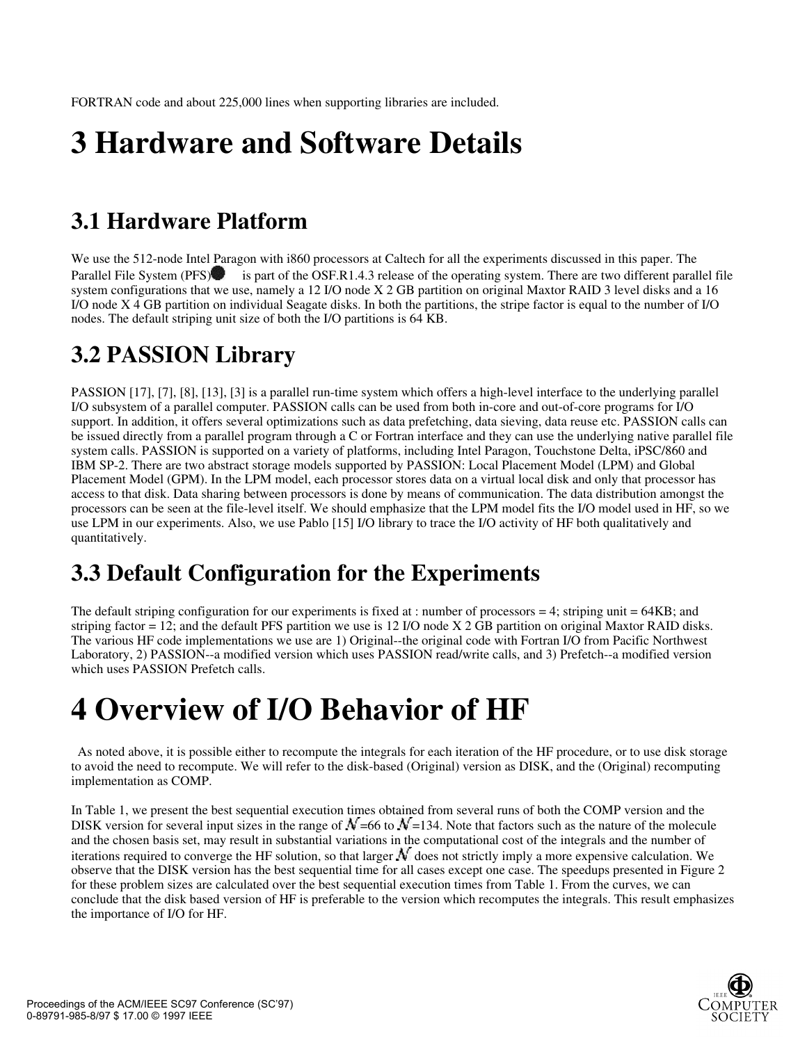FORTRAN code and about 225,000 lines when supporting libraries are included.

# 3 Hardware and Software Details

## 3.1 Hardware Platform

We use the 512-node Intel Paragon with i860 processors at Caltech for all the experiments discussed in this paper. The Parallel File System (PFS) is part of the OSF.R1.4.3 release of the operating system. There are two different parallel file system configurations that we use, namely a 12 I/O node X 2 GB partition on original Maxtor RAID 3 level disks and a 16 I/O node X 4 GB partition on individual Seagate disks. In both the partitions, the stripe factor is equal to the number of I/O nodes. The default striping unit size of both the I/O partitions is 64 KB.

## 3.2 PASSION Library

PASSION [17], [7], [8], [13], [3] is a parallel run-time system which offers a high-level interface to the underlying parallel I/O subsystem of a parallel computer. PASSION calls can be used from both in-core and out-of-core programs for I/O support. In addition, it offers several optimizations such as data prefetching, data sieving, data reuse etc. PASSION calls can be issued directly from a parallel program through a C or Fortran interface and they can use the underlying native parallel file system calls. PASSION is supported on a variety of platforms, including Intel Paragon, Touchstone Delta, iPSC/860 and IBM SP-2. There are two abstract storage models supported by PASSION: Local Placement Model (LPM) and Global Placement Model (GPM). In the LPM model, each processor stores data on a virtual local disk and only that processor has access to that disk. Data sharing between processors is done by means of communication. The data distribution amongst the processors can be seen at the file-level itself. We should emphasize that the LPM model fits the I/O model used in HF, so we use LPM in our experiments. Also, we use Pablo [15] I/O library to trace the I/O activity of HF both qualitatively and quantitatively.

## 3.3 Default Configuration for the Experiments

The default striping configuration for our experiments is fixed at : number of processors = 4; striping unit = 64KB; and striping factor = 12; and the default PFS partition we use is 12 I/O node X 2 GB partition on original Maxtor RAID disks. The various HF code implementations we use are 1) Original--the original code with Fortran I/O from Pacific Northwest Laboratory, 2) PASSION--a modified version which uses PASSION read/write calls, and 3) Prefetch--a modified version which uses PASSION Prefetch calls.

# 4 Overview of I/O Behavior of HF

As noted above, it is possible either to recompute the integrals for each iteration of the HF procedure, or to use disk storage to avoid the need to recompute. We will refer to the disk-based (Original) version as DISK, and the (Original) recomputing implementation as COMP.

In Table 1, we present the best sequential execution times obtained from several runs of both the COMP version and the DISK version for several input sizes in the range of $N$=66 to $N$=134. Note that factors such as the nature of the molecule and the chosen basis set, may result in substantial variations in the computational cost of the integrals and the number of iterations required to converge the HF solution, so that larger $N$ does not strictly imply a more expensive calculation. We observe that the DISK version has the best sequential time for all cases except one case. The speedups presented in Figure 2 for these problem sizes are calculated over the best sequential execution times from Table 1. From the curves, we can conclude that the disk based version of HF is preferable to the version which recomputes the integrals. This result emphasizes the importance of I/O for HF.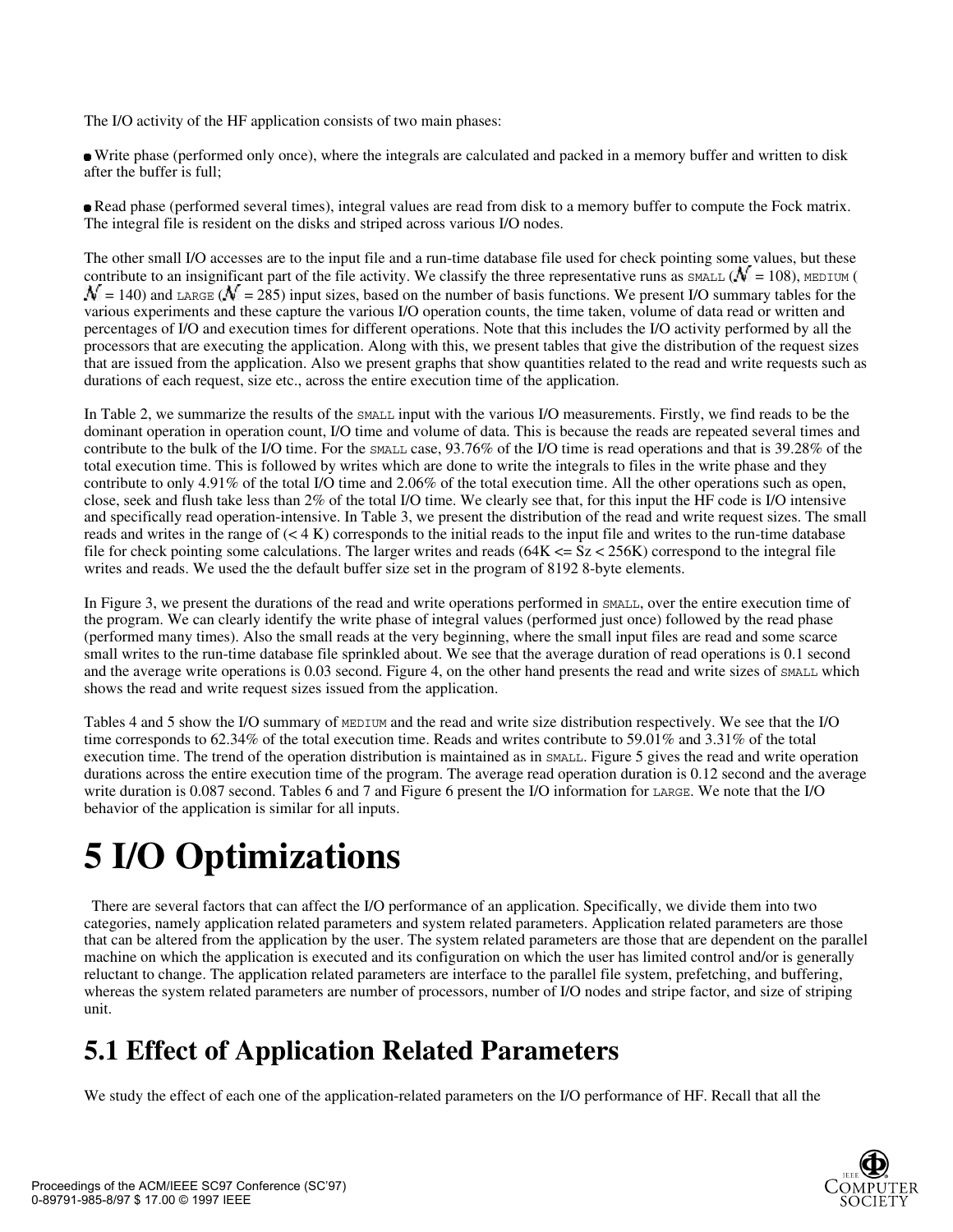The I/O activity of the HF application consists of two main phases:

- Write phase (performed only once), where the integrals are calculated and packed in a memory buffer and written to disk after the buffer is full;

- Read phase (performed several times), integral values are read from disk to a memory buffer to compute the Fock matrix. The integral file is resident on the disks and striped across various I/O nodes.

The other small I/O accesses are to the input file and a run-time database file used for check pointing some values, but these contribute to an insignificant part of the file activity. We classify the three representative runs as SMALL ($\mathcal{N}$ = 108), MEDIUM ( $\mathcal{N}$ = 140) and LARGE ($\mathcal{N}$ = 285) input sizes, based on the number of basis functions. We present I/O summary tables for the various experiments and these capture the various I/O operation counts, the time taken, volume of data read or written and percentages of I/O and execution times for different operations. Note that this includes the I/O activity performed by all the processors that are executing the application. Along with this, we present tables that give the distribution of the request sizes that are issued from the application. Also we present graphs that show quantities related to the read and write requests such as durations of each request, size etc., across the entire execution time of the application.

In Table 2, we summarize the results of the SMALL input with the various I/O measurements. Firstly, we find reads to be the dominant operation in operation count, I/O time and volume of data. This is because the reads are repeated several times and contribute to the bulk of the I/O time. For the SMALL case, 93.76% of the I/O time is read operations and that is 39.28% of the total execution time. This is followed by writes which are done to write the integrals to files in the write phase and they contribute to only 4.91% of the total I/O time and 2.06% of the total execution time. All the other operations such as open, close, seek and flush take less than 2% of the total I/O time. We clearly see that, for this input the HF code is I/O intensive and specifically read operation-intensive. In Table 3, we present the distribution of the read and write request sizes. The small reads and writes in the range of (< 4 K) corresponds to the initial reads to the input file and writes to the run-time database file for check pointing some calculations. The larger writes and reads (64K <= Sz < 256K) correspond to the integral file writes and reads. We used the the default buffer size set in the program of 8192 8-byte elements.

In Figure 3, we present the durations of the read and write operations performed in SMALL, over the entire execution time of the program. We can clearly identify the write phase of integral values (performed just once) followed by the read phase (performed many times). Also the small reads at the very beginning, where the small input files are read and some scarce small writes to the run-time database file sprinkled about. We see that the average duration of read operations is 0.1 second and the average write operations is 0.03 second. Figure 4, on the other hand presents the read and write sizes of SMALL which shows the read and write request sizes issued from the application.

Tables 4 and 5 show the I/O summary of MEDIUM and the read and write size distribution respectively. We see that the I/O time corresponds to 62.34% of the total execution time. Reads and writes contribute to 59.01% and 3.31% of the total execution time. The trend of the operation distribution is maintained as in SMALL. Figure 5 gives the read and write operation durations across the entire execution time of the program. The average read operation duration is 0.12 second and the average write duration is 0.087 second. Tables 6 and 7 and Figure 6 present the I/O information for LARGE. We note that the I/O behavior of the application is similar for all inputs.

# 5 I/O Optimizations

There are several factors that can affect the I/O performance of an application. Specifically, we divide them into two categories, namely application related parameters and system related parameters. Application related parameters are those that can be altered from the application by the user. The system related parameters are those that are dependent on the parallel machine on which the application is executed and its configuration on which the user has limited control and/or is generally reluctant to change. The application related parameters are interface to the parallel file system, prefetching, and buffering, whereas the system related parameters are number of processors, number of I/O nodes and stripe factor, and size of striping unit.

## 5.1 Effect of Application Related Parameters

We study the effect of each one of the application-related parameters on the I/O performance of HF. Recall that all the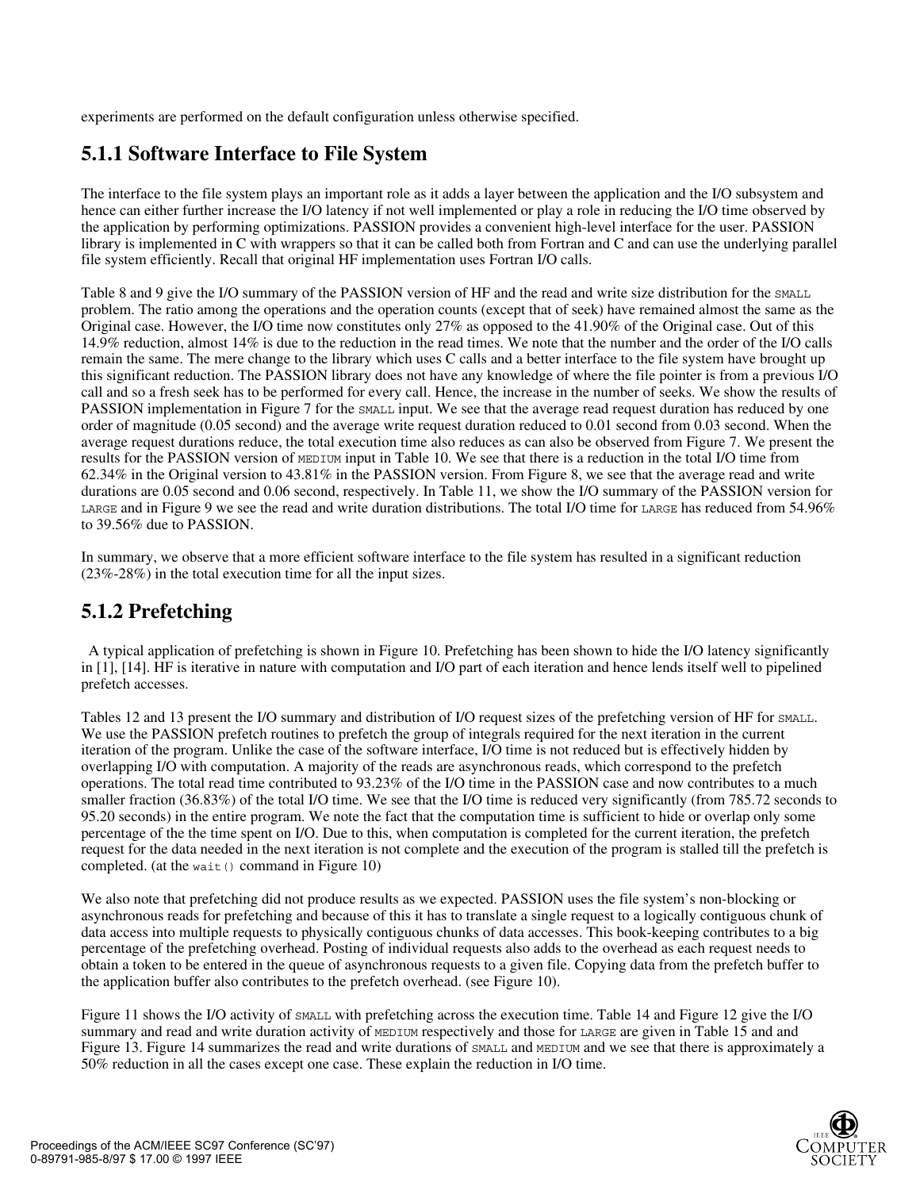experiments are performed on the default configuration unless otherwise specified.

### 5.1.1 Software Interface to File System

The interface to the file system plays an important role as it adds a layer between the application and the I/O subsystem and hence can either further increase the I/O latency if not well implemented or play a role in reducing the I/O time observed by the application by performing optimizations. PASSION provides a convenient high-level interface for the user. PASSION library is implemented in C with wrappers so that it can be called both from Fortran and C and can use the underlying parallel file system efficiently. Recall that original HF implementation uses Fortran I/O calls.

Table 8 and 9 give the I/O summary of the PASSION version of HF and the read and write size distribution for the `SMALL` problem. The ratio among the operations and the operation counts (except that of seek) have remained almost the same as the Original case. However, the I/O time now constitutes only 27% as opposed to the 41.90% of the Original case. Out of this 14.9% reduction, almost 14% is due to the reduction in the read times. We note that the number and the order of the I/O calls remain the same. The mere change to the library which uses C calls and a better interface to the file system have brought up this significant reduction. The PASSION library does not have any knowledge of where the file pointer is from a previous I/O call and so a fresh seek has to be performed for every call. Hence, the increase in the number of seeks. We show the results of PASSION implementation in Figure 7 for the `SMALL` input. We see that the average read request duration has reduced by one order of magnitude (0.05 second) and the average write request duration reduced to 0.01 second from 0.03 second. When the average request durations reduce, the total execution time also reduces as can also be observed from Figure 7. We present the results for the PASSION version of `MEDIUM` input in Table 10. We see that there is a reduction in the total I/O time from 62.34% in the Original version to 43.81% in the PASSION version. From Figure 8, we see that the average read and write durations are 0.05 second and 0.06 second, respectively. In Table 11, we show the I/O summary of the PASSION version for `LARGE` and in Figure 9 we see the read and write duration distributions. The total I/O time for `LARGE` has reduced from 54.96% to 39.56% due to PASSION.

In summary, we observe that a more efficient software interface to the file system has resulted in a significant reduction (23%-28%) in the total execution time for all the input sizes.

### 5.1.2 Prefetching

A typical application of prefetching is shown in Figure 10. Prefetching has been shown to hide the I/O latency significantly in [1], [14]. HF is iterative in nature with computation and I/O part of each iteration and hence lends itself well to pipelined prefetch accesses.

Tables 12 and 13 present the I/O summary and distribution of I/O request sizes of the prefetching version of HF for `SMALL`. We use the PASSION prefetch routines to prefetch the group of integrals required for the next iteration in the current iteration of the program. Unlike the case of the software interface, I/O time is not reduced but is effectively hidden by overlapping I/O with computation. A majority of the reads are asynchronous reads, which correspond to the prefetch operations. The total read time contributed to 93.23% of the I/O time in the PASSION case and now contributes to a much smaller fraction (36.83%) of the total I/O time. We see that the I/O time is reduced very significantly (from 785.72 seconds to 95.20 seconds) in the entire program. We note the fact that the computation time is sufficient to hide or overlap only some percentage of the the time spent on I/O. Due to this, when computation is completed for the current iteration, the prefetch request for the data needed in the next iteration is not complete and the execution of the program is stalled till the prefetch is completed. (at the `wait()` command in Figure 10)

We also note that prefetching did not produce results as we expected. PASSION uses the file system's non-blocking or asynchronous reads for prefetching and because of this it has to translate a single request to a logically contiguous chunk of data access into multiple requests to physically contiguous chunks of data accesses. This book-keeping contributes to a big percentage of the prefetching overhead. Posting of individual requests also adds to the overhead as each request needs to obtain a token to be entered in the queue of asynchronous requests to a given file. Copying data from the prefetch buffer to the application buffer also contributes to the prefetch overhead. (see Figure 10).

Figure 11 shows the I/O activity of `SMALL` with prefetching across the execution time. Table 14 and Figure 12 give the I/O summary and read and write duration activity of `MEDIUM` respectively and those for `LARGE` are given in Table 15 and and Figure 13. Figure 14 summarizes the read and write durations of `SMALL` and `MEDIUM` and we see that there is approximately a 50% reduction in all the cases except one case. These explain the reduction in I/O time.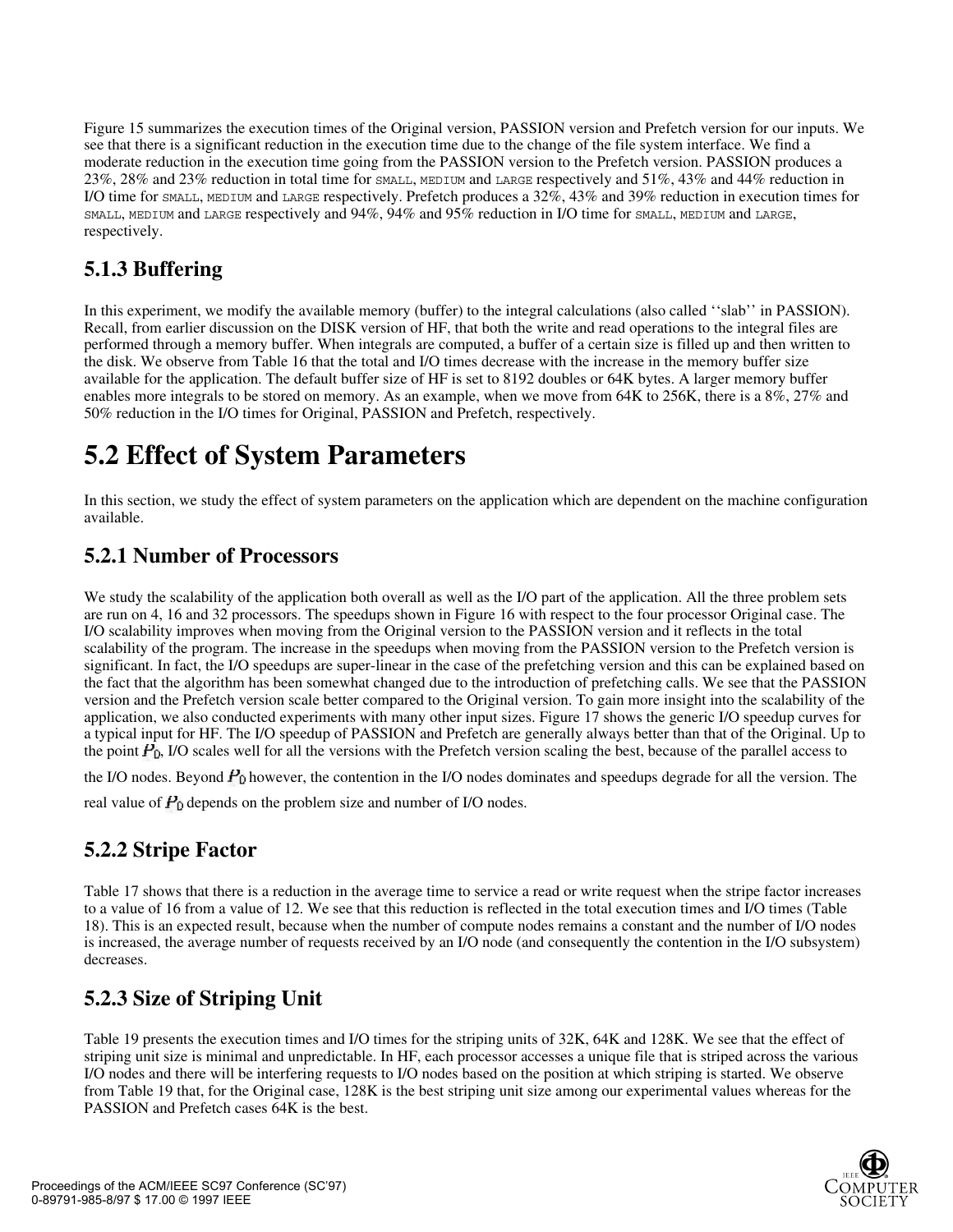Figure 15 summarizes the execution times of the Original version, PASSION version and Prefetch version for our inputs. We see that there is a significant reduction in the execution time due to the change of the file system interface. We find a moderate reduction in the execution time going from the PASSION version to the Prefetch version. PASSION produces a 23%, 28% and 23% reduction in total time for SMALL, MEDIUM and LARGE respectively and 51%, 43% and 44% reduction in I/O time for SMALL, MEDIUM and LARGE respectively. Prefetch produces a 32%, 43% and 39% reduction in execution times for SMALL, MEDIUM and LARGE respectively and 94%, 94% and 95% reduction in I/O time for SMALL, MEDIUM and LARGE, respectively.

### 5.1.3 Buffering

In this experiment, we modify the available memory (buffer) to the integral calculations (also called ''slab'' in PASSION). Recall, from earlier discussion on the DISK version of HF, that both the write and read operations to the integral files are performed through a memory buffer. When integrals are computed, a buffer of a certain size is filled up and then written to the disk. We observe from Table 16 that the total and I/O times decrease with the increase in the memory buffer size available for the application. The default buffer size of HF is set to 8192 doubles or 64K bytes. A larger memory buffer enables more integrals to be stored on memory. As an example, when we move from 64K to 256K, there is a 8%, 27% and 50% reduction in the I/O times for Original, PASSION and Prefetch, respectively.

## 5.2 Effect of System Parameters

In this section, we study the effect of system parameters on the application which are dependent on the machine configuration available.

### 5.2.1 Number of Processors

We study the scalability of the application both overall as well as the I/O part of the application. All the three problem sets are run on 4, 16 and 32 processors. The speedups shown in Figure 16 with respect to the four processor Original case. The I/O scalability improves when moving from the Original version to the PASSION version and it reflects in the total scalability of the program. The increase in the speedups when moving from the PASSION version to the Prefetch version is significant. In fact, the I/O speedups are super-linear in the case of the prefetching version and this can be explained based on the fact that the algorithm has been somewhat changed due to the introduction of prefetching calls. We see that the PASSION version and the Prefetch version scale better compared to the Original version. To gain more insight into the scalability of the application, we also conducted experiments with many other input sizes. Figure 17 shows the generic I/O speedup curves for a typical input for HF. The I/O speedup of PASSION and Prefetch are generally always better than that of the Original. Up to the point $P_0$, I/O scales well for all the versions with the Prefetch version scaling the best, because of the parallel access to the I/O nodes. Beyond $P_0$ however, the contention in the I/O nodes dominates and speedups degrade for all the version. The real value of $P_0$ depends on the problem size and number of I/O nodes.

### 5.2.2 Stripe Factor

Table 17 shows that there is a reduction in the average time to service a read or write request when the stripe factor increases to a value of 16 from a value of 12. We see that this reduction is reflected in the total execution times and I/O times (Table 18). This is an expected result, because when the number of compute nodes remains a constant and the number of I/O nodes is increased, the average number of requests received by an I/O node (and consequently the contention in the I/O subsystem) decreases.

### 5.2.3 Size of Striping Unit

Table 19 presents the execution times and I/O times for the striping units of 32K, 64K and 128K. We see that the effect of striping unit size is minimal and unpredictable. In HF, each processor accesses a unique file that is striped across the various I/O nodes and there will be interfering requests to I/O nodes based on the position at which striping is started. We observe from Table 19 that, for the Original case, 128K is the best striping unit size among our experimental values whereas for the PASSION and Prefetch cases 64K is the best.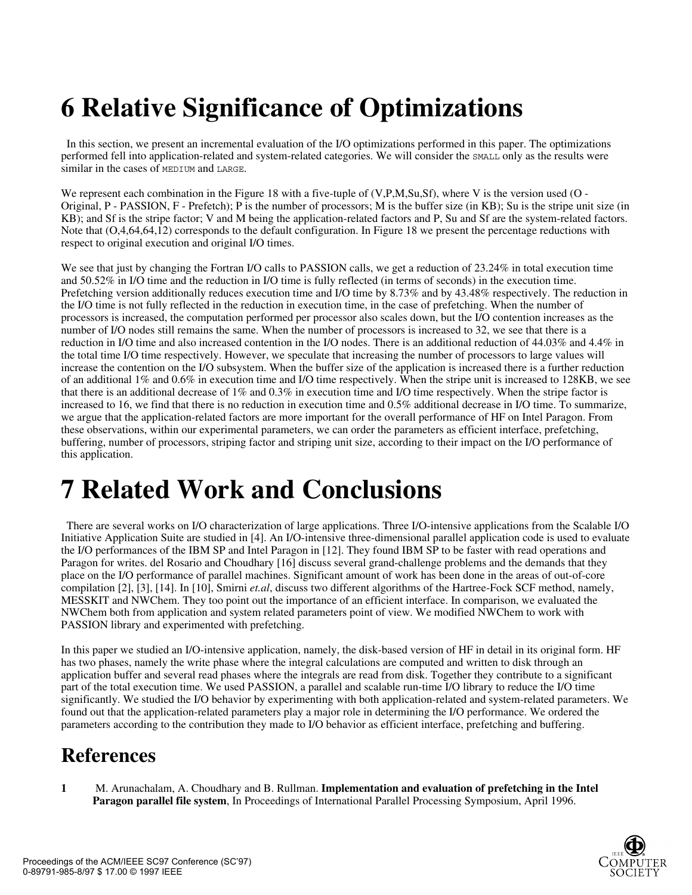# 6 Relative Significance of Optimizations

In this section, we present an incremental evaluation of the I/O optimizations performed in this paper. The optimizations performed fell into application-related and system-related categories. We will consider the SMALL only as the results were similar in the cases of MEDIUM and LARGE.

We represent each combination in the Figure 18 with a five-tuple of (V,P,M,Su,Sf), where V is the version used (O - Original, P - PASSION, F - Prefetch); P is the number of processors; M is the buffer size (in KB); Su is the stripe unit size (in KB); and Sf is the stripe factor; V and M being the application-related factors and P, Su and Sf are the system-related factors. Note that (O,4,64,64,12) corresponds to the default configuration. In Figure 18 we present the percentage reductions with respect to original execution and original I/O times.

We see that just by changing the Fortran I/O calls to PASSION calls, we get a reduction of 23.24% in total execution time and 50.52% in I/O time and the reduction in I/O time is fully reflected (in terms of seconds) in the execution time. Prefetching version additionally reduces execution time and I/O time by 8.73% and by 43.48% respectively. The reduction in the I/O time is not fully reflected in the reduction in execution time, in the case of prefetching. When the number of processors is increased, the computation performed per processor also scales down, but the I/O contention increases as the number of I/O nodes still remains the same. When the number of processors is increased to 32, we see that there is a reduction in I/O time and also increased contention in the I/O nodes. There is an additional reduction of 44.03% and 4.4% in the total time I/O time respectively. However, we speculate that increasing the number of processors to large values will increase the contention on the I/O subsystem. When the buffer size of the application is increased there is a further reduction of an additional 1% and 0.6% in execution time and I/O time respectively. When the stripe unit is increased to 128KB, we see that there is an additional decrease of 1% and 0.3% in execution time and I/O time respectively. When the stripe factor is increased to 16, we find that there is no reduction in execution time and 0.5% additional decrease in I/O time. To summarize, we argue that the application-related factors are more important for the overall performance of HF on Intel Paragon. From these observations, within our experimental parameters, we can order the parameters as efficient interface, prefetching, buffering, number of processors, striping factor and striping unit size, according to their impact on the I/O performance of this application.

# 7 Related Work and Conclusions

There are several works on I/O characterization of large applications. Three I/O-intensive applications from the Scalable I/O Initiative Application Suite are studied in [4]. An I/O-intensive three-dimensional parallel application code is used to evaluate the I/O performances of the IBM SP and Intel Paragon in [12]. They found IBM SP to be faster with read operations and Paragon for writes. del Rosario and Choudhary [16] discuss several grand-challenge problems and the demands that they place on the I/O performance of parallel machines. Significant amount of work has been done in the areas of out-of-core compilation [2], [3], [14]. In [10], Smirni *et.al*, discuss two different algorithms of the Hartree-Fock SCF method, namely, MESSKIT and NWChem. They too point out the importance of an efficient interface. In comparison, we evaluated the NWChem both from application and system related parameters point of view. We modified NWChem to work with PASSION library and experimented with prefetching.

In this paper we studied an I/O-intensive application, namely, the disk-based version of HF in detail in its original form. HF has two phases, namely the write phase where the integral calculations are computed and written to disk through an application buffer and several read phases where the integrals are read from disk. Together they contribute to a significant part of the total execution time. We used PASSION, a parallel and scalable run-time I/O library to reduce the I/O time significantly. We studied the I/O behavior by experimenting with both application-related and system-related parameters. We found out that the application-related parameters play a major role in determining the I/O performance. We ordered the parameters according to the contribution they made to I/O behavior as efficient interface, prefetching and buffering.

## References

1. M. Arunachalam, A. Choudhary and B. Rullman. **Implementation and evaluation of prefetching in the Intel Paragon parallel file system**, In Proceedings of International Parallel Processing Symposium, April 1996.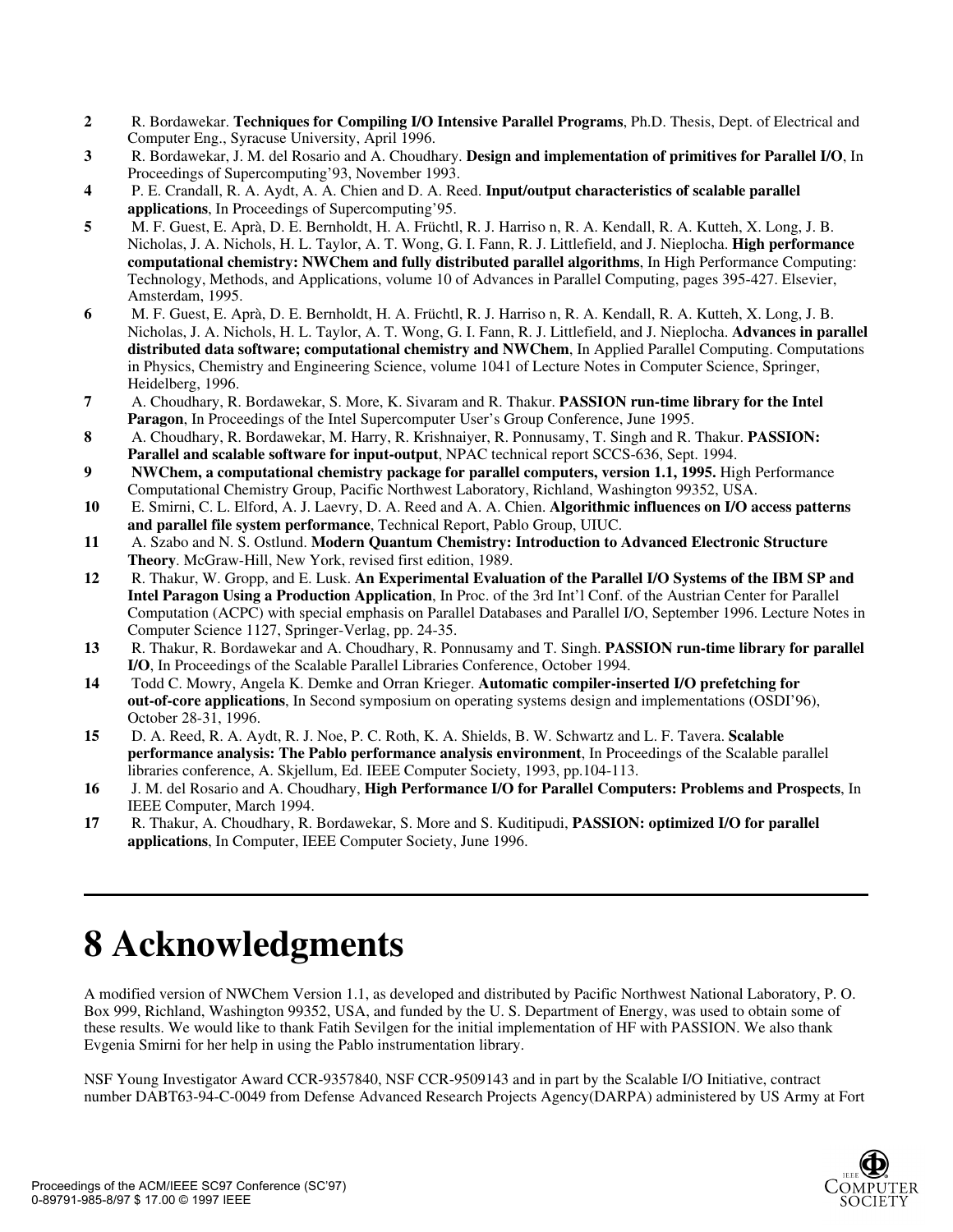2 R. Bordawekar. **Techniques for Compiling I/O Intensive Parallel Programs**, Ph.D. Thesis, Dept. of Electrical and Computer Eng., Syracuse University, April 1996.

3 R. Bordawekar, J. M. del Rosario and A. Choudhary. **Design and implementation of primitives for Parallel I/O**, In Proceedings of Supercomputing'93, November 1993.

4 P. E. Crandall, R. A. Aydt, A. A. Chien and D. A. Reed. **Input/output characteristics of scalable parallel applications**, In Proceedings of Supercomputing'95.

5 M. F. Guest, E. Aprà, D. E. Bernholdt, H. A. Früchtl, R. J. Harriso n, R. A. Kendall, R. A. Kutteh, X. Long, J. B. Nicholas, J. A. Nichols, H. L. Taylor, A. T. Wong, G. I. Fann, R. J. Littlefield, and J. Nieplocha. **High performance computational chemistry: NWChem and fully distributed parallel algorithms**, In High Performance Computing: Technology, Methods, and Applications, volume 10 of Advances in Parallel Computing, pages 395-427. Elsevier, Amsterdam, 1995.

6 M. F. Guest, E. Aprà, D. E. Bernholdt, H. A. Früchtl, R. J. Harriso n, R. A. Kendall, R. A. Kutteh, X. Long, J. B. Nicholas, J. A. Nichols, H. L. Taylor, A. T. Wong, G. I. Fann, R. J. Littlefield, and J. Nieplocha. **Advances in parallel distributed data software; computational chemistry and NWChem**, In Applied Parallel Computing. Computations in Physics, Chemistry and Engineering Science, volume 1041 of Lecture Notes in Computer Science, Springer, Heidelberg, 1996.

7 A. Choudhary, R. Bordawekar, S. More, K. Sivaram and R. Thakur. **PASSION run-time library for the Intel Paragon**, In Proceedings of the Intel Supercomputer User's Group Conference, June 1995.

8 A. Choudhary, R. Bordawekar, M. Harry, R. Krishnaiyer, R. Ponnusamy, T. Singh and R. Thakur. **PASSION: Parallel and scalable software for input-output**, NPAC technical report SCCS-636, Sept. 1994.

9 **NWChem, a computational chemistry package for parallel computers, version 1.1, 1995.** High Performance Computational Chemistry Group, Pacific Northwest Laboratory, Richland, Washington 99352, USA.

10 E. Smirni, C. L. Elford, A. J. Laevry, D. A. Reed and A. A. Chien. **Algorithmic influences on I/O access patterns and parallel file system performance**, Technical Report, Pablo Group, UIUC.

11 A. Szabo and N. S. Ostlund. **Modern Quantum Chemistry: Introduction to Advanced Electronic Structure Theory**. McGraw-Hill, New York, revised first edition, 1989.

12 R. Thakur, W. Gropp, and E. Lusk. **An Experimental Evaluation of the Parallel I/O Systems of the IBM SP and Intel Paragon Using a Production Application**, In Proc. of the 3rd Int'l Conf. of the Austrian Center for Parallel Computation (ACPC) with special emphasis on Parallel Databases and Parallel I/O, September 1996. Lecture Notes in Computer Science 1127, Springer-Verlag, pp. 24-35.

13 R. Thakur, R. Bordawekar and A. Choudhary, R. Ponnusamy and T. Singh. **PASSION run-time library for parallel I/O**, In Proceedings of the Scalable Parallel Libraries Conference, October 1994.

14 Todd C. Mowry, Angela K. Demke and Orran Krieger. **Automatic compiler-inserted I/O prefetching for out-of-core applications**, In Second symposium on operating systems design and implementations (OSDI'96), October 28-31, 1996.

15 D. A. Reed, R. A. Aydt, R. J. Noe, P. C. Roth, K. A. Shields, B. W. Schwartz and L. F. Tavera. **Scalable performance analysis: The Pablo performance analysis environment**, In Proceedings of the Scalable parallel libraries conference, A. Skjellum, Ed. IEEE Computer Society, 1993, pp.104-113.

16 J. M. del Rosario and A. Choudhary, **High Performance I/O for Parallel Computers: Problems and Prospects**, In IEEE Computer, March 1994.

17 R. Thakur, A. Choudhary, R. Bordawekar, S. More and S. Kuditipudi, **PASSION: optimized I/O for parallel applications**, In Computer, IEEE Computer Society, June 1996.

# 8 Acknowledgments

A modified version of NWChem Version 1.1, as developed and distributed by Pacific Northwest National Laboratory, P. O. Box 999, Richland, Washington 99352, USA, and funded by the U. S. Department of Energy, was used to obtain some of these results. We would like to thank Fatih Sevilgen for the initial implementation of HF with PASSION. We also thank Evgenia Smirni for her help in using the Pablo instrumentation library.

NSF Young Investigator Award CCR-9357840, NSF CCR-9509143 and in part by the Scalable I/O Initiative, contract number DABT63-94-C-0049 from Defense Advanced Research Projects Agency(DARPA) administered by US Army at Fort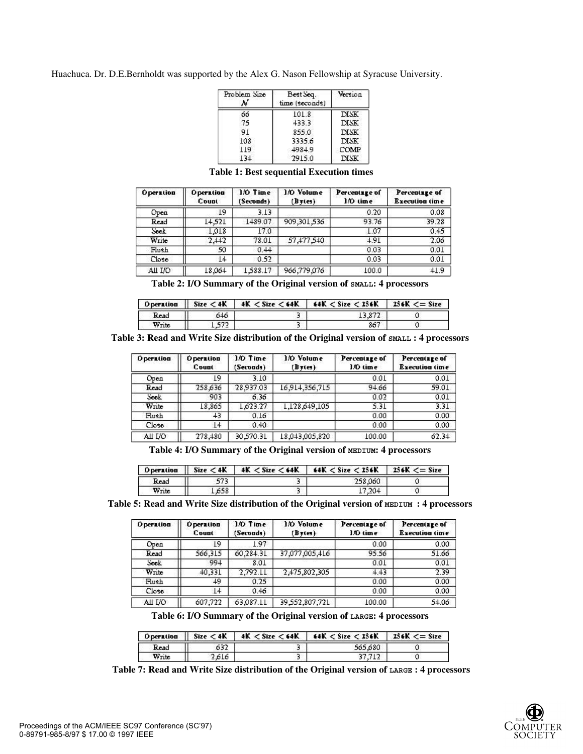Huachuca. Dr. D.E.Bernholdt was supported by the Alex G. Nason Fellowship at Syracuse University.

| Problem Size $N$ | Best Seq. time (seconds) | Version |
| --- | --- | --- |
| 66 | 101.8 | DISK |
| 75 | 433.3 | DISK |
| 91 | 855.0 | DISK |
| 108 | 3335.6 | DISK |
| 119 | 4984.9 | COMP |
| 134 | 2915.0 | DISK |

**Table 1: Best sequential Execution times**

| Operation | Operation Count | I/O Time (Seconds) | I/O Volume (Bytes) | Percentage of I/O time | Percentage of Execution time |
| --- | --- | --- | --- | --- | --- |
| Open | 19 | 3.13 | | 0.20 | 0.08 |
| Read | 14,521 | 1489.07 | 909,301,536 | 93.76 | 39.28 |
| Seek | 1,018 | 17.0 | | 1.07 | 0.45 |
| Write | 2,442 | 78.01 | 57,477,540 | 4.91 | 2.06 |
| Flush | 50 | 0.44 | | 0.03 | 0.01 |
| Close | 14 | 0.52 | | 0.03 | 0.01 |
| All I/O | 18,064 | 1,588.17 | 966,779,076 | 100.0 | 41.9 |

**Table 2: I/O Summary of the Original version of SMALL: 4 processors**

| Operation | Size < 4K | 4K < Size < 64K | 64K < Size < 256K | 256K <= Size |
| --- | --- | --- | --- | --- |
| Read | 646 | 3 | 13,872 | 0 |
| Write | 1,572 | 3 | 867 | 0 |

**Table 3: Read and Write Size distribution of the Original version of SMALL : 4 processors**

| Operation | Operation Count | I/O Time (Seconds) | I/O Volume (Bytes) | Percentage of I/O time | Percentage of Execution time |
| --- | --- | --- | --- | --- | --- |
| Open | 19 | 3.10 | | 0.01 | 0.01 |
| Read | 258,636 | 28,937.03 | 16,914,356,715 | 94.66 | 59.01 |
| Seek | 903 | 6.36 | | 0.02 | 0.01 |
| Write | 18,865 | 1,623.27 | 1,128,649,105 | 5.31 | 3.31 |
| Flush | 43 | 0.16 | | 0.00 | 0.00 |
| Close | 14 | 0.40 | | 0.00 | 0.00 |
| All I/O | 278,480 | 30,570.31 | 18,043,005,820 | 100.00 | 62.34 |

**Table 4: I/O Summary of the Original version of MEDIUM: 4 processors**

| Operation | Size < 4K | 4K < Size < 64K | 64K < Size < 256K | 256K <= Size |
| --- | --- | --- | --- | --- |
| Read | 573 | 3 | 258,060 | 0 |
| Write | 1,658 | 3 | 17,204 | 0 |

**Table 5: Read and Write Size distribution of the Original version of MEDIUM : 4 processors**

| Operation | Operation Count | I/O Time (Seconds) | I/O Volume (Bytes) | Percentage of I/O time | Percentage of Execution time |
| --- | --- | --- | --- | --- | --- |
| Open | 19 | 1.97 | | 0.00 | 0.00 |
| Read | 566,315 | 60,284.31 | 37,077,005,416 | 95.56 | 51.66 |
| Seek | 994 | 8.01 | | 0.01 | 0.01 |
| Write | 40,331 | 2,792.11 | 2,475,802,305 | 4.43 | 2.39 |
| Flush | 49 | 0.25 | | 0.00 | 0.00 |
| Close | 14 | 0.46 | | 0.00 | 0.00 |
| All I/O | 607,722 | 63,087.11 | 39,552,807,721 | 100.00 | 54.06 |

**Table 6: I/O Summary of the Original version of LARGE: 4 processors**

| Operation | Size < 4K | 4K < Size < 64K | 64K < Size < 256K | 256K <= Size |
| --- | --- | --- | --- | --- |
| Read | 632 | 3 | 565,680 | 0 |
| Write | 2,616 | 3 | 37,712 | 0 |

**Table 7: Read and Write Size distribution of the Original version of LARGE : 4 processors**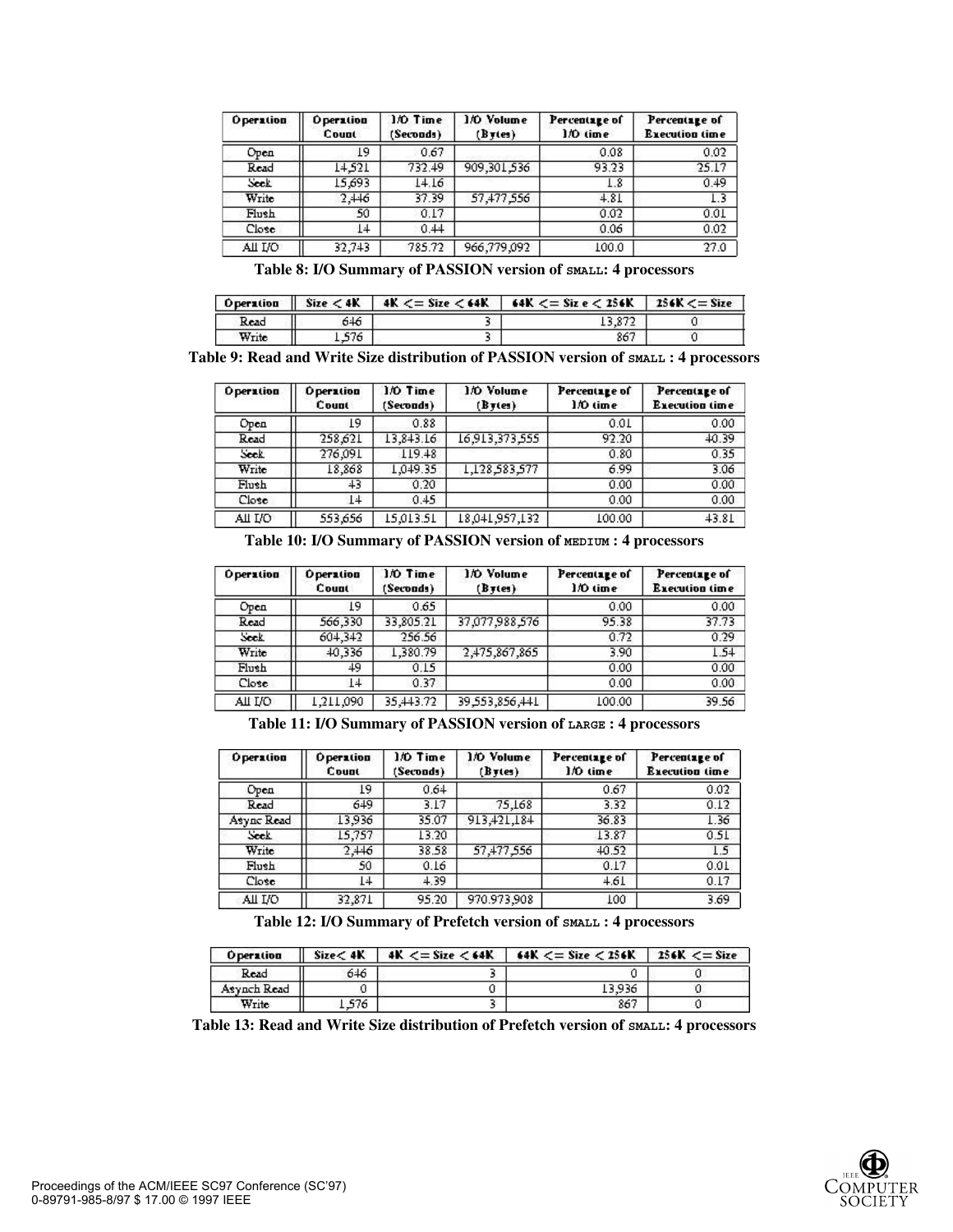| Operation | Operation Count | I/O Time (Seconds) | I/O Volume (Bytes) | Percentage of I/O time | Percentage of Execution time |
|---|---|---|---|---|---|
| Open | 19 | 0.67 | | 0.08 | 0.02 |
| Read | 14,521 | 732.49 | 909,301,536 | 93.23 | 25.17 |
| Seek | 15,693 | 14.16 | | 1.8 | 0.49 |
| Write | 2,446 | 37.39 | 57,477,556 | 4.81 | 1.3 |
| Flush | 50 | 0.17 | | 0.02 | 0.01 |
| Close | 14 | 0.44 | | 0.06 | 0.02 |
| All I/O | 32,743 | 785.72 | 966,779,092 | 100.0 | 27.0 |

**Table 8: I/O Summary of PASSION version of SMALL: 4 processors**

| Operation | Size < 4K | 4K <= Size < 64K | 64K <= Size < 256K | 256K <= Size |
|---|---|---|---|---|
| Read | 646 | 3 | 13,872 | 0 |
| Write | 1,576 | 3 | 867 | 0 |

**Table 9: Read and Write Size distribution of PASSION version of SMALL : 4 processors**

| Operation | Operation Count | I/O Time (Seconds) | I/O Volume (Bytes) | Percentage of I/O time | Percentage of Execution time |
|---|---|---|---|---|---|
| Open | 19 | 0.88 | | 0.01 | 0.00 |
| Read | 258,621 | 13,843.16 | 16,913,373,555 | 92.20 | 40.39 |
| Seek | 276,091 | 119.48 | | 0.80 | 0.35 |
| Write | 18,868 | 1,049.35 | 1,128,583,577 | 6.99 | 3.06 |
| Flush | 43 | 0.20 | | 0.00 | 0.00 |
| Close | 14 | 0.45 | | 0.00 | 0.00 |
| All I/O | 553,656 | 15,013.51 | 18,041,957,132 | 100.00 | 43.81 |

**Table 10: I/O Summary of PASSION version of MEDIUM : 4 processors**

| Operation | Operation Count | I/O Time (Seconds) | I/O Volume (Bytes) | Percentage of I/O time | Percentage of Execution time |
|---|---|---|---|---|---|
| Open | 19 | 0.65 | | 0.00 | 0.00 |
| Read | 566,330 | 33,805.21 | 37,077,988,576 | 95.38 | 37.73 |
| Seek | 604,342 | 256.56 | | 0.72 | 0.29 |
| Write | 40,336 | 1,380.79 | 2,475,867,865 | 3.90 | 1.54 |
| Flush | 49 | 0.15 | | 0.00 | 0.00 |
| Close | 14 | 0.37 | | 0.00 | 0.00 |
| All I/O | 1,211,090 | 35,443.72 | 39,553,856,441 | 100.00 | 39.56 |

**Table 11: I/O Summary of PASSION version of LARGE : 4 processors**

| Operation | Operation Count | I/O Time (Seconds) | I/O Volume (Bytes) | Percentage of I/O time | Percentage of Execution time |
|---|---|---|---|---|---|
| Open | 19 | 0.64 | | 0.67 | 0.02 |
| Read | 649 | 3.17 | 75,168 | 3.32 | 0.12 |
| Async Read | 13,936 | 35.07 | 913,421,184 | 36.83 | 1.36 |
| Seek | 15,757 | 13.20 | | 13.87 | 0.51 |
| Write | 2,446 | 38.58 | 57,477,556 | 40.52 | 1.5 |
| Flush | 50 | 0.16 | | 0.17 | 0.01 |
| Close | 14 | 4.39 | | 4.61 | 0.17 |
| All I/O | 32,871 | 95.20 | 970,973,908 | 100 | 3.69 |

**Table 12: I/O Summary of Prefetch version of SMALL : 4 processors**

| Operation | Size< 4K | 4K <= Size < 64K | 64K <= Size < 256K | 256K <= Size |
|---|---|---|---|---|
| Read | 646 | 3 | 0 | 0 |
| Asynch Read | 0 | 0 | 13,936 | 0 |
| Write | 1,576 | 3 | 867 | 0 |

**Table 13: Read and Write Size distribution of Prefetch version of SMALL: 4 processors**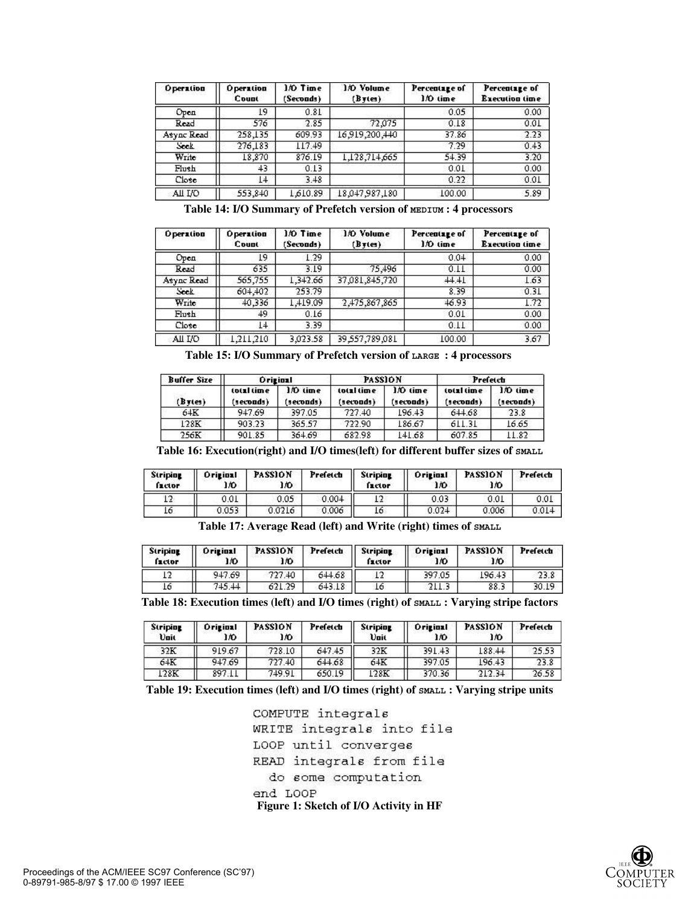| Operation | Operation Count | I/O Time (Seconds) | I/O Volume (Bytes) | Percentage of I/O time | Percentage of Execution time |
| --- | --- | --- | --- | --- | --- |
| Open | 19 | 0.81 | | 0.05 | 0.00 |
| Read | 576 | 2.85 | 72,075 | 0.18 | 0.01 |
| Async Read | 258,135 | 609.93 | 16,919,200,440 | 37.86 | 2.23 |
| Seek | 276,183 | 117.49 | | 7.29 | 0.43 |
| Write | 18,870 | 876.19 | 1,128,714,665 | 54.39 | 3.20 |
| Flush | 43 | 0.13 | | 0.01 | 0.00 |
| Close | 14 | 3.48 | | 0.22 | 0.01 |
| All I/O | 553,840 | 1,610.89 | 18,047,987,180 | 100.00 | 5.89 |

**Table 14: I/O Summary of Prefetch version of MEDIUM : 4 processors**

| Operation | Operation Count | I/O Time (Seconds) | I/O Volume (Bytes) | Percentage of I/O time | Percentage of Execution time |
| --- | --- | --- | --- | --- | --- |
| Open | 19 | 1.29 | | 0.04 | 0.00 |
| Read | 635 | 3.19 | 75,496 | 0.11 | 0.00 |
| Async Read | 565,755 | 1,342.66 | 37,081,845,720 | 44.41 | 1.63 |
| Seek | 604,402 | 253.79 | | 8.39 | 0.31 |
| Write | 40,336 | 1,419.09 | 2,475,867,865 | 46.93 | 1.72 |
| Flush | 49 | 0.16 | | 0.01 | 0.00 |
| Close | 14 | 3.39 | | 0.11 | 0.00 |
| All I/O | 1,211,210 | 3,023.58 | 39,557,789,081 | 100.00 | 3.67 |

**Table 15: I/O Summary of Prefetch version of LARGE : 4 processors**

| Buffer Size | Original | | PASSION | | Prefetch | |
| --- | --- | --- | --- | --- | --- | --- |
| (Bytes) | total time (seconds) | I/O time (seconds) | total time (seconds) | I/O time (seconds) | total time (seconds) | I/O time (seconds) |
| 64K | 947.69 | 397.05 | 727.40 | 196.43 | 644.68 | 23.8 |
| 128K | 903.23 | 365.57 | 722.90 | 186.67 | 611.31 | 16.65 |
| 256K | 901.85 | 364.69 | 682.98 | 141.68 | 607.85 | 11.82 |

**Table 16: Execution(right) and I/O times(left) for different buffer sizes of SMALL**

| Striping factor | Original I/O | PASSION I/O | Prefetch | Striping factor | Original I/O | PASSION I/O | Prefetch |
| --- | --- | --- | --- | --- | --- | --- | --- |
| 12 | 0.01 | 0.05 | 0.004 | 12 | 0.03 | 0.01 | 0.01 |
| 16 | 0.053 | 0.0216 | 0.006 | 16 | 0.024 | 0.006 | 0.014 |

**Table 17: Average Read (left) and Write (right) times of SMALL**

| Striping factor | Original I/O | PASSION I/O | Prefetch | Striping factor | Original I/O | PASSION I/O | Prefetch |
| --- | --- | --- | --- | --- | --- | --- | --- |
| 12 | 947.69 | 727.40 | 644.68 | 12 | 397.05 | 196.43 | 23.8 |
| 16 | 745.44 | 621.29 | 643.18 | 16 | 211.3 | 88.3 | 30.19 |

**Table 18: Execution times (left) and I/O times (right) of SMALL : Varying stripe factors**

| Striping Unit | Original I/O | PASSION I/O | Prefetch | Striping Unit | Original I/O | PASSION I/O | Prefetch |
| --- | --- | --- | --- | --- | --- | --- | --- |
| 32K | 919.67 | 728.10 | 647.45 | 32K | 391.43 | 188.44 | 25.53 |
| 64K | 947.69 | 727.40 | 644.68 | 64K | 397.05 | 196.43 | 23.8 |
| 128K | 897.11 | 749.91 | 650.19 | 128K | 370.36 | 212.34 | 26.58 |

**Table 19: Execution times (left) and I/O times (right) of SMALL : Varying stripe units**

```
COMPUTE integrals
WRITE integrals into file
LOOP until converges
READ integrals from file
  do some computation
end LOOP
```

**Figure 1: Sketch of I/O Activity in HF**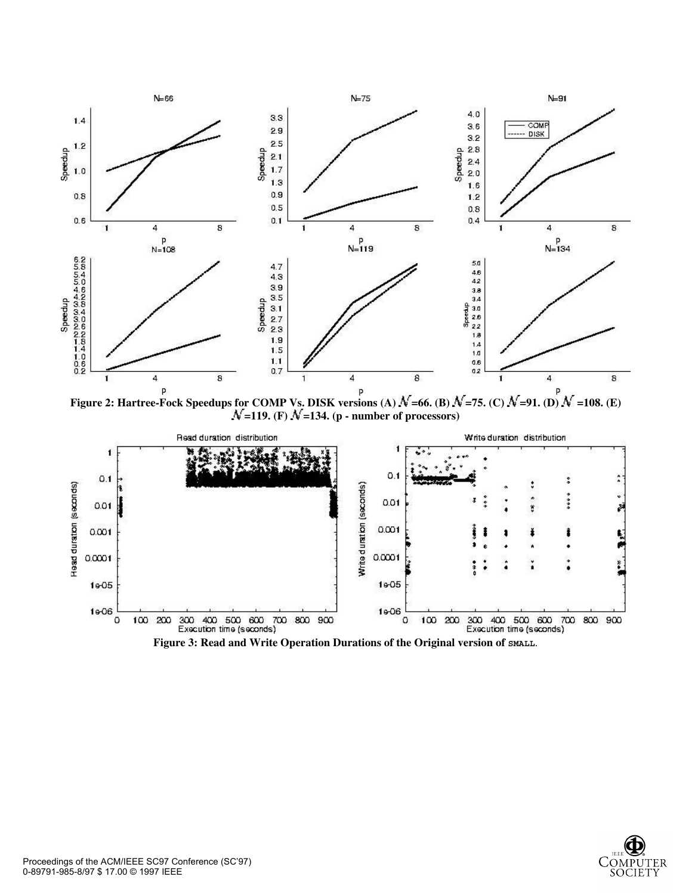**Figure 2: Hartree-Fock Speedups for COMP Vs. DISK versions (A) $\mathcal{N}$=66. (B) $\mathcal{N}$=75. (C) $\mathcal{N}$=91. (D) $\mathcal{N}$ =108. (E) $\mathcal{N}$=119. (F) $\mathcal{N}$=134. (p - number of processors)**

**Figure 3: Read and Write Operation Durations of the Original version of SMALL.**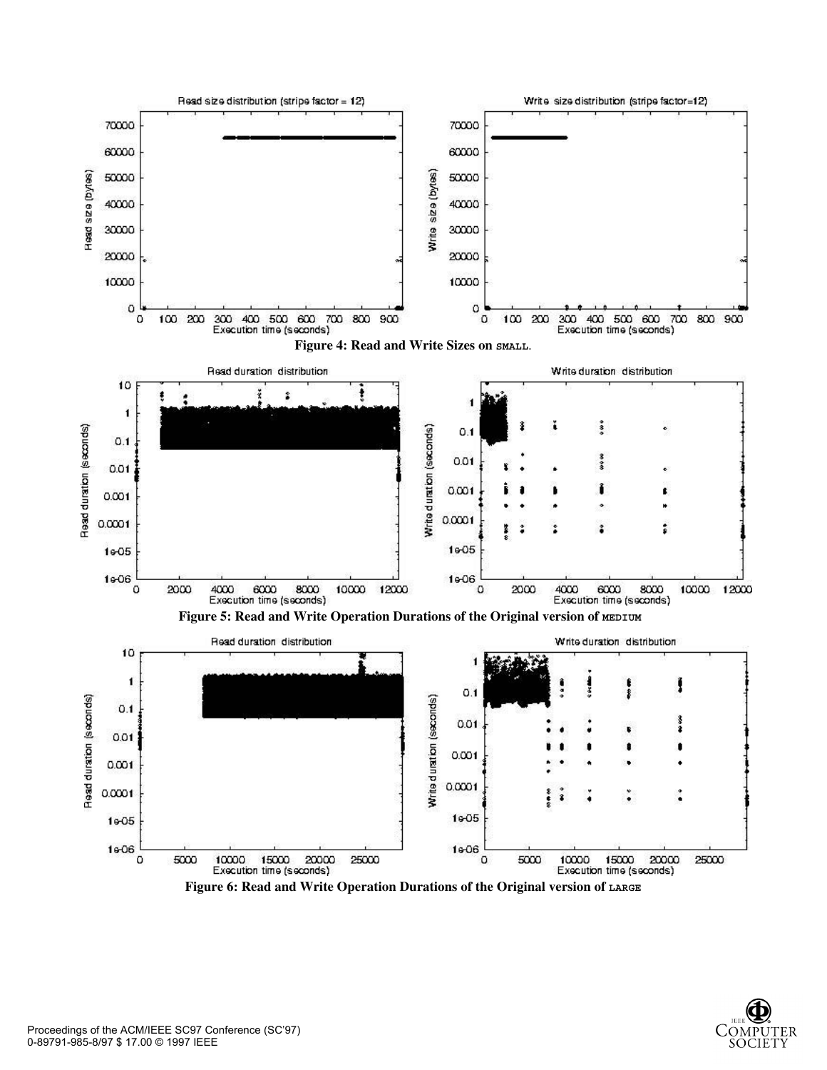**Figure 4: Read and Write Sizes on SMALL.**

**Figure 5: Read and Write Operation Durations of the Original version of MEDIUM**

**Figure 6: Read and Write Operation Durations of the Original version of LARGE**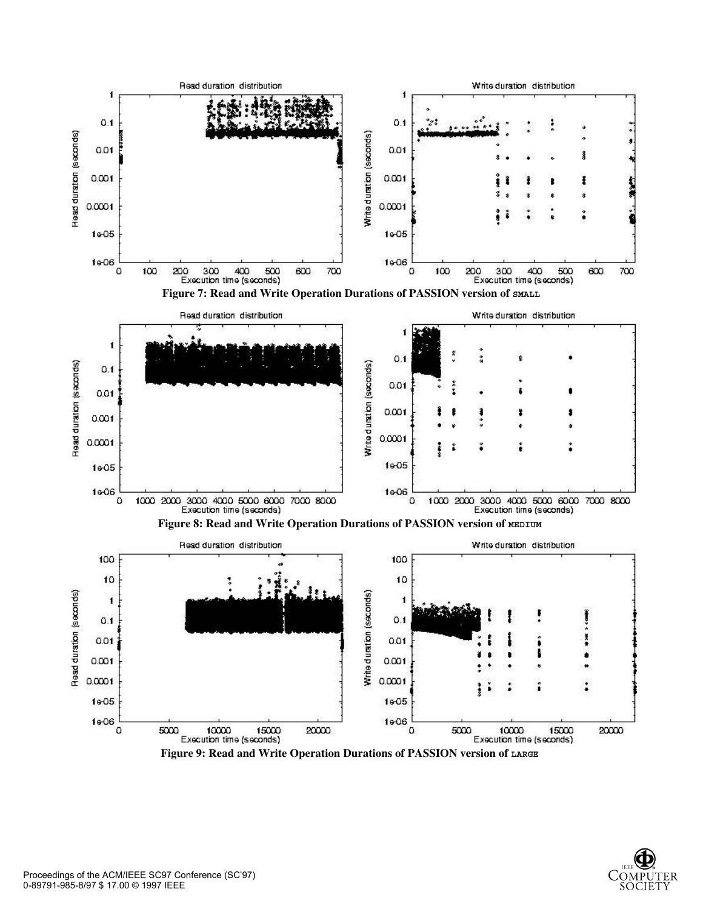Figure 7: Read and Write Operation Durations of PASSION version of SMALL

Figure 8: Read and Write Operation Durations of PASSION version of MEDIUM

Figure 9: Read and Write Operation Durations of PASSION version of LARGE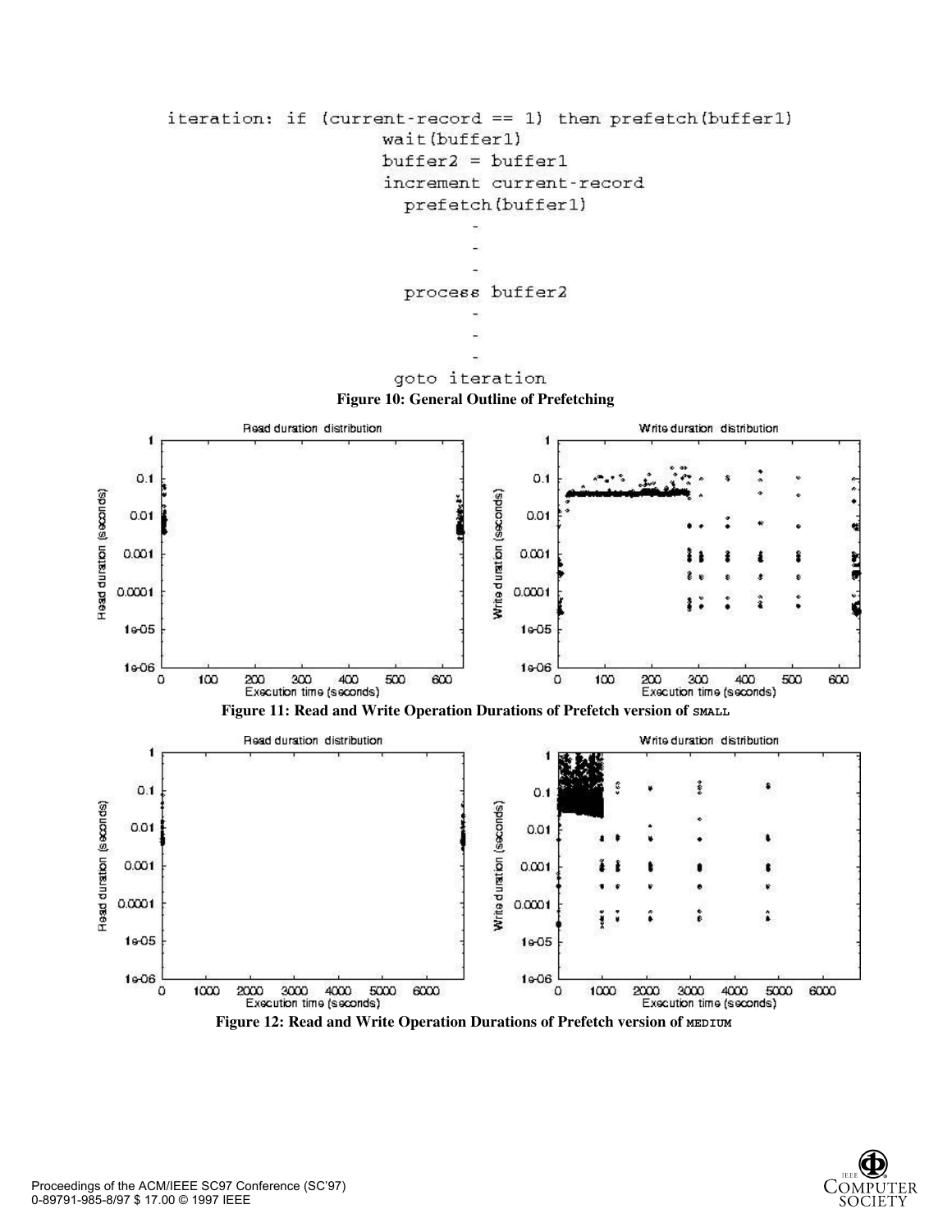```
iteration: if (current-record == 1) then prefetch(buffer1)
                    wait(buffer1)
                    buffer2 = buffer1
                    increment current-record
                      prefetch(buffer1)
                         -
                         -
                         -
                      process buffer2
                         -
                         -
                         -
                    goto iteration
```

**Figure 10: General Outline of Prefetching**

**Figure 11: Read and Write Operation Durations of Prefetch version of SMALL**

**Figure 12: Read and Write Operation Durations of Prefetch version of MEDIUM**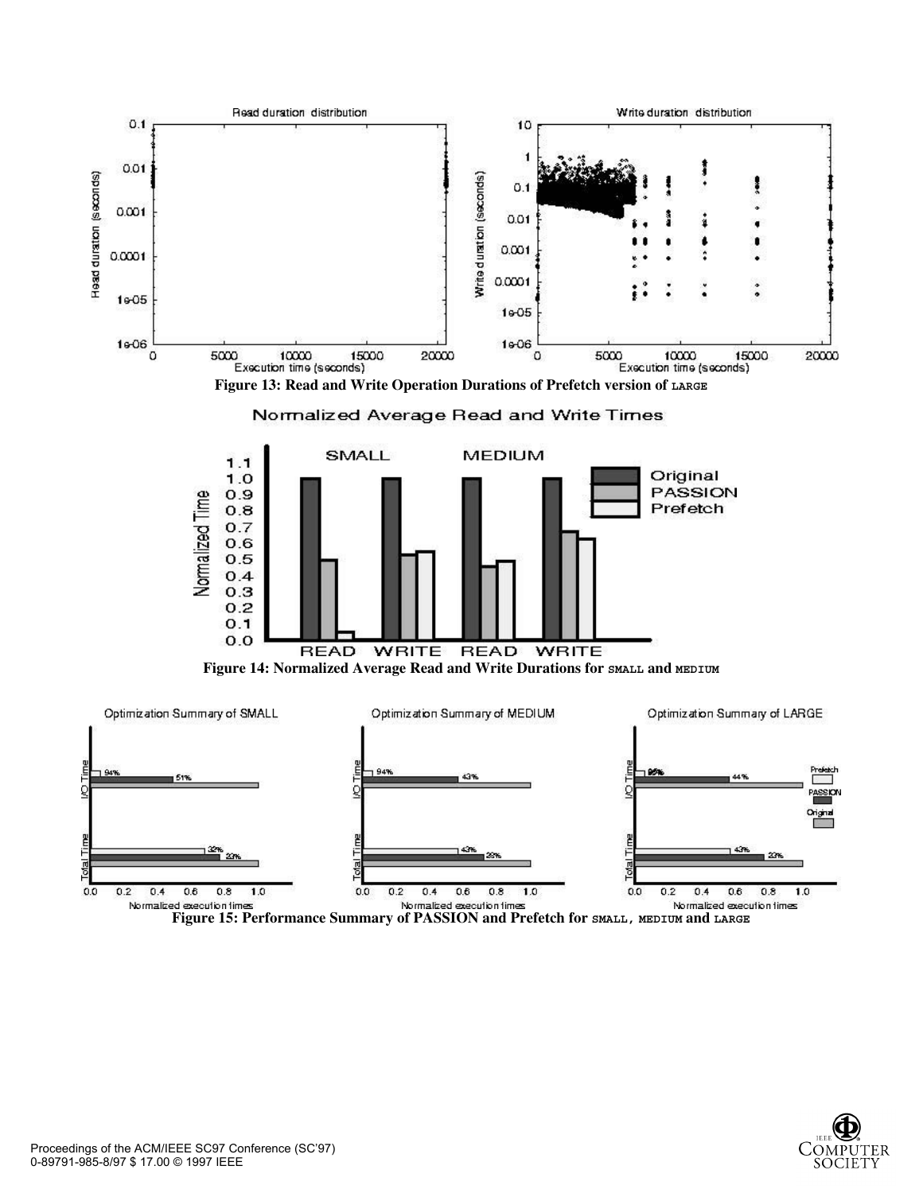Figure 13: Read and Write Operation Durations of Prefetch version of LARGE

Figure 14: Normalized Average Read and Write Durations for SMALL and MEDIUM

Figure 15: Performance Summary of PASSION and Prefetch for SMALL, MEDIUM and LARGE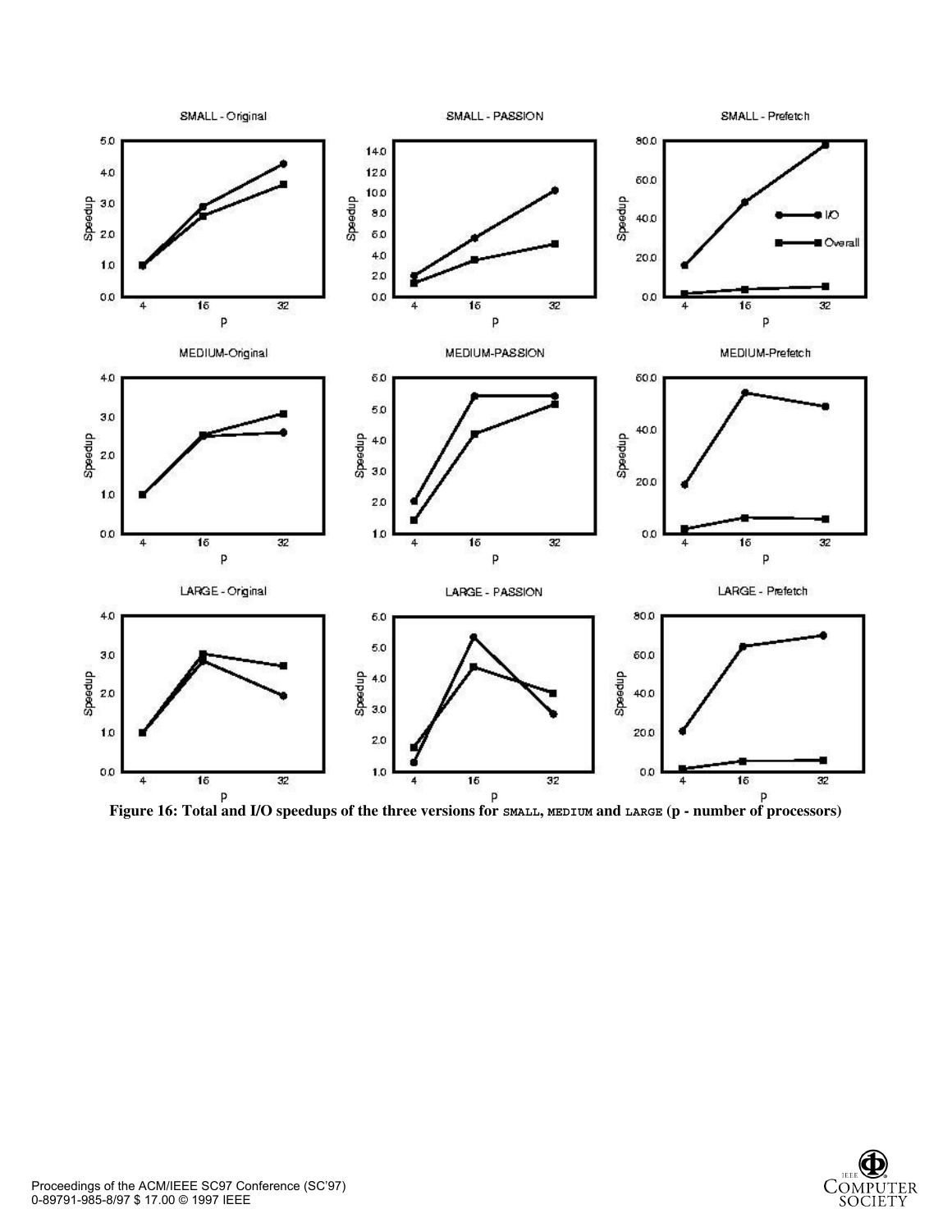**Figure 16: Total and I/O speedups of the three versions for SMALL, MEDIUM and LARGE (p - number of processors)**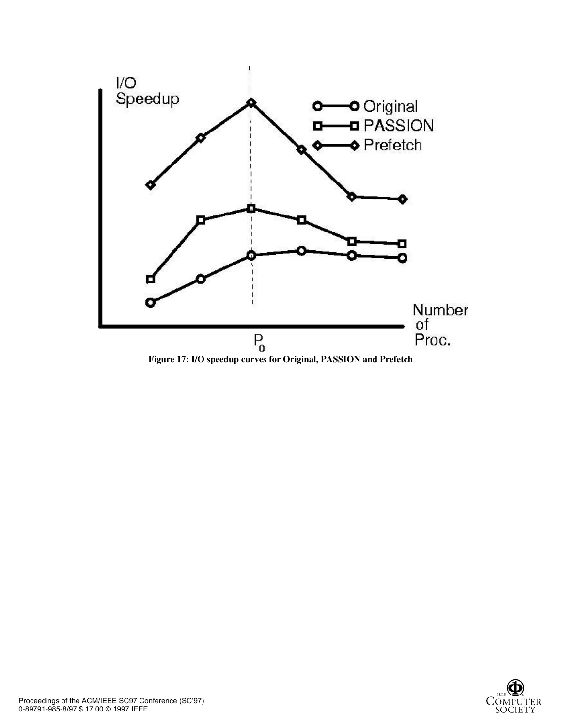**Figure 17: I/O speedup curves for Original, PASSION and Prefetch**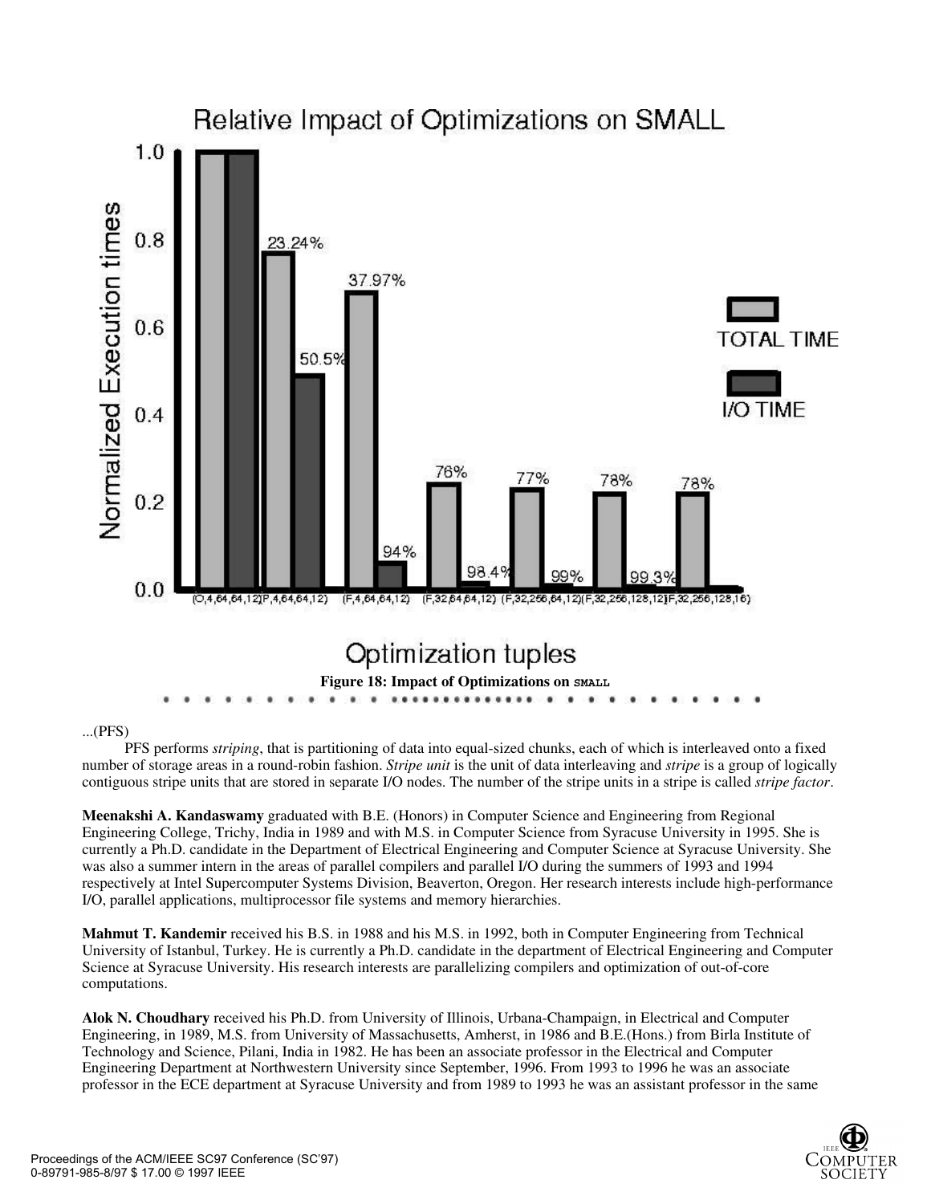Figure 18: Impact of Optimizations on SMALL

...(PFS)

PFS performs *striping*, that is partitioning of data into equal-sized chunks, each of which is interleaved onto a fixed number of storage areas in a round-robin fashion. *Stripe unit* is the unit of data interleaving and *stripe* is a group of logically contiguous stripe units that are stored in separate I/O nodes. The number of the stripe units in a stripe is called *stripe factor*.

**Meenakshi A. Kandaswamy** graduated with B.E. (Honors) in Computer Science and Engineering from Regional Engineering College, Trichy, India in 1989 and with M.S. in Computer Science from Syracuse University in 1995. She is currently a Ph.D. candidate in the Department of Electrical Engineering and Computer Science at Syracuse University. She was also a summer intern in the areas of parallel compilers and parallel I/O during the summers of 1993 and 1994 respectively at Intel Supercomputer Systems Division, Beaverton, Oregon. Her research interests include high-performance I/O, parallel applications, multiprocessor file systems and memory hierarchies.

**Mahmut T. Kandemir** received his B.S. in 1988 and his M.S. in 1992, both in Computer Engineering from Technical University of Istanbul, Turkey. He is currently a Ph.D. candidate in the department of Electrical Engineering and Computer Science at Syracuse University. His research interests are parallelizing compilers and optimization of out-of-core computations.

**Alok N. Choudhary** received his Ph.D. from University of Illinois, Urbana-Champaign, in Electrical and Computer Engineering, in 1989, M.S. from University of Massachusetts, Amherst, in 1986 and B.E.(Hons.) from Birla Institute of Technology and Science, Pilani, India in 1982. He has been an associate professor in the Electrical and Computer Engineering Department at Northwestern University since September, 1996. From 1993 to 1996 he was an associate professor in the ECE department at Syracuse University and from 1989 to 1993 he was an assistant professor in the same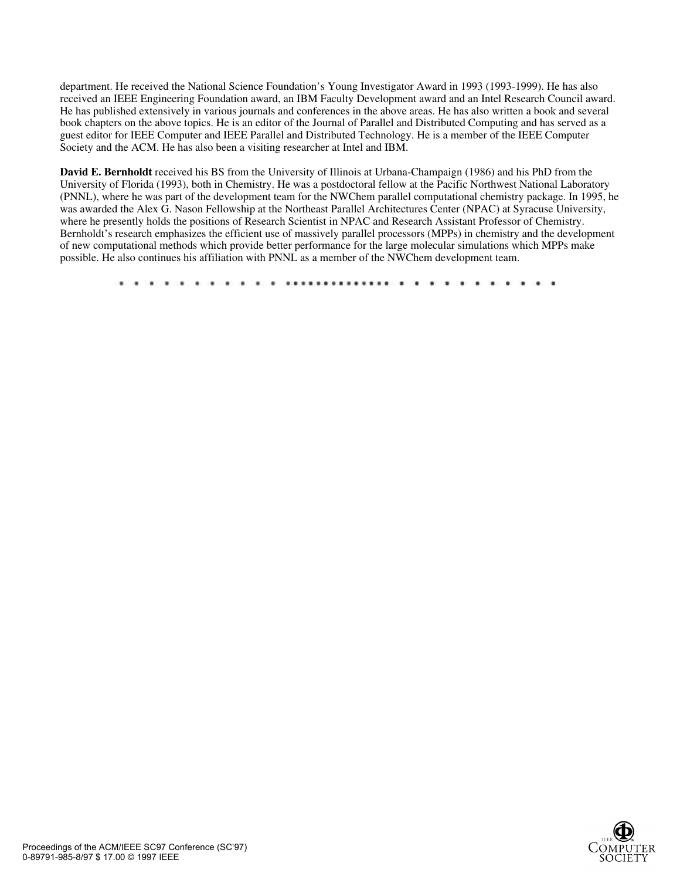department. He received the National Science Foundation's Young Investigator Award in 1993 (1993-1999). He has also received an IEEE Engineering Foundation award, an IBM Faculty Development award and an Intel Research Council award. He has published extensively in various journals and conferences in the above areas. He has also written a book and several book chapters on the above topics. He is an editor of the Journal of Parallel and Distributed Computing and has served as a guest editor for IEEE Computer and IEEE Parallel and Distributed Technology. He is a member of the IEEE Computer Society and the ACM. He has also been a visiting researcher at Intel and IBM.

**David E. Bernholdt** received his BS from the University of Illinois at Urbana-Champaign (1986) and his PhD from the University of Florida (1993), both in Chemistry. He was a postdoctoral fellow at the Pacific Northwest National Laboratory (PNNL), where he was part of the development team for the NWChem parallel computational chemistry package. In 1995, he was awarded the Alex G. Nason Fellowship at the Northeast Parallel Architectures Center (NPAC) at Syracuse University, where he presently holds the positions of Research Scientist in NPAC and Research Assistant Professor of Chemistry. Bernholdt's research emphasizes the efficient use of massively parallel processors (MPPs) in chemistry and the development of new computational methods which provide better performance for the large molecular simulations which MPPs make possible. He also continues his affiliation with PNNL as a member of the NWChem development team.